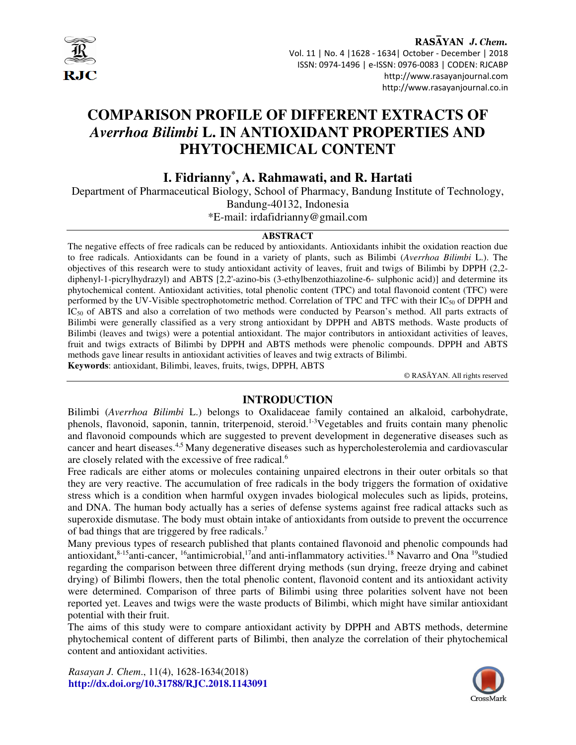# COMPARISON PROFILE OF DIFFERENT EXTRACTS OF *Averrhoa Bilimbi* L. IN ANTIOXIDANT PROPERTIES AND PHYTOCHEMICAL CONTENT

**I. Fidrianny[*], A. Rahmawati, and R. Hartati**

Department of Pharmaceutical Biology, School of Pharmacy, Bandung Institute of Technology, Bandung-40132, Indonesia

*E-mail: irdafidrianny@gmail.com

## ABSTRACT

The negative effects of free radicals can be reduced by antioxidants. Antioxidants inhibit the oxidation reaction due to free radicals. Antioxidants can be found in a variety of plants, such as Bilimbi (*Averrhoa Bilimbi* L.). The objectives of this research were to study antioxidant activity of leaves, fruit and twigs of Bilimbi by DPPH (2,2-diphenyl-1-picrylhydrazyl) and ABTS [2,2'-azino-bis (3-ethylbenzothiazoline-6- sulphonic acid)] and determine its phytochemical content. Antioxidant activities, total phenolic content (TPC) and total flavonoid content (TFC) were performed by the UV-Visible spectrophotometric method. Correlation of TPC and TFC with their $IC_{50}$ of DPPH and $IC_{50}$ of ABTS and also a correlation of two methods were conducted by Pearson's method. All parts extracts of Bilimbi were generally classified as a very strong antioxidant by DPPH and ABTS methods. Waste products of Bilimbi (leaves and twigs) were a potential antioxidant. The major contributors in antioxidant activities of leaves, fruit and twigs extracts of Bilimbi by DPPH and ABTS methods were phenolic compounds. DPPH and ABTS methods gave linear results in antioxidant activities of leaves and twig extracts of Bilimbi.

**Keywords**: antioxidant, Bilimbi, leaves, fruits, twigs, DPPH, ABTS

© RASĀYAN. All rights reserved

## INTRODUCTION

Bilimbi (*Averrhoa Bilimbi* L.) belongs to Oxalidaceae family contained an alkaloid, carbohydrate, phenols, flavonoid, saponin, tannin, triterpenoid, steroid.[1-3] Vegetables and fruits contain many phenolic and flavonoid compounds which are suggested to prevent development in degenerative diseases such as cancer and heart diseases.[4,5] Many degenerative diseases such as hypercholesterolemia and cardiovascular are closely related with the excessive of free radical.[6]

Free radicals are either atoms or molecules containing unpaired electrons in their outer orbitals so that they are very reactive. The accumulation of free radicals in the body triggers the formation of oxidative stress which is a condition when harmful oxygen invades biological molecules such as lipids, proteins, and DNA. The human body actually has a series of defense systems against free radical attacks such as superoxide dismutase. The body must obtain intake of antioxidants from outside to prevent the occurrence of bad things that are triggered by free radicals.[7]

Many previous types of research published that plants contained flavonoid and phenolic compounds had antioxidant,[8-15] anti-cancer, [16] antimicrobial,[17] and anti-inflammatory activities.[18] Navarro and Ona [19] studied regarding the comparison between three different drying methods (sun drying, freeze drying and cabinet drying) of Bilimbi flowers, then the total phenolic content, flavonoid content and its antioxidant activity were determined. Comparison of three parts of Bilimbi using three polarities solvent have not been reported yet. Leaves and twigs were the waste products of Bilimbi, which might have similar antioxidant potential with their fruit.

The aims of this study were to compare antioxidant activity by DPPH and ABTS methods, determine phytochemical content of different parts of Bilimbi, then analyze the correlation of their phytochemical content and antioxidant activities.

*Rasayan J. Chem.*, 11(4), 1628-1634(2018)
**http://dx.doi.org/10.31788/RJC.2018.1143091**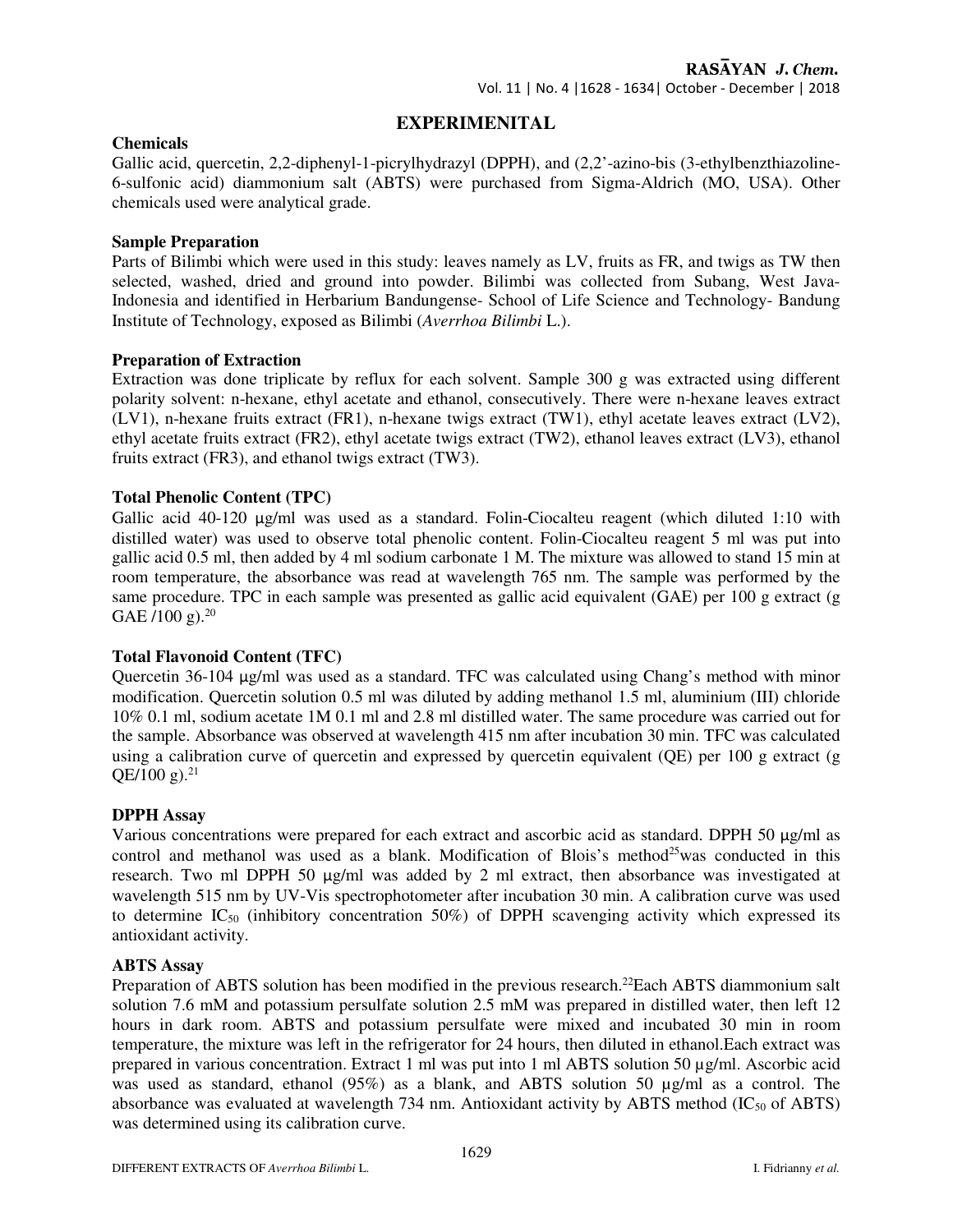## EXPERIMENITAL

### Chemicals

Gallic acid, quercetin, 2,2-diphenyl-1-picrylhydrazyl (DPPH), and (2,2'-azino-bis (3-ethylbenzthiazoline-6-sulfonic acid) diammonium salt (ABTS) were purchased from Sigma-Aldrich (MO, USA). Other chemicals used were analytical grade.

### Sample Preparation

Parts of Bilimbi which were used in this study: leaves namely as LV, fruits as FR, and twigs as TW then selected, washed, dried and ground into powder. Bilimbi was collected from Subang, West Java-Indonesia and identified in Herbarium Bandungense- School of Life Science and Technology- Bandung Institute of Technology, exposed as Bilimbi (*Averrhoa Bilimbi* L.).

### Preparation of Extraction

Extraction was done triplicate by reflux for each solvent. Sample 300 g was extracted using different polarity solvent: n-hexane, ethyl acetate and ethanol, consecutively. There were n-hexane leaves extract (LV1), n-hexane fruits extract (FR1), n-hexane twigs extract (TW1), ethyl acetate leaves extract (LV2), ethyl acetate fruits extract (FR2), ethyl acetate twigs extract (TW2), ethanol leaves extract (LV3), ethanol fruits extract (FR3), and ethanol twigs extract (TW3).

### Total Phenolic Content (TPC)

Gallic acid 40-120 µg/ml was used as a standard. Folin-Ciocalteu reagent (which diluted 1:10 with distilled water) was used to observe total phenolic content. Folin-Ciocalteu reagent 5 ml was put into gallic acid 0.5 ml, then added by 4 ml sodium carbonate 1 M. The mixture was allowed to stand 15 min at room temperature, the absorbance was read at wavelength 765 nm. The sample was performed by the same procedure. TPC in each sample was presented as gallic acid equivalent (GAE) per 100 g extract (g GAE /100 g).[20]

### Total Flavonoid Content (TFC)

Quercetin 36-104 µg/ml was used as a standard. TFC was calculated using Chang's method with minor modification. Quercetin solution 0.5 ml was diluted by adding methanol 1.5 ml, aluminium (III) chloride 10% 0.1 ml, sodium acetate 1M 0.1 ml and 2.8 ml distilled water. The same procedure was carried out for the sample. Absorbance was observed at wavelength 415 nm after incubation 30 min. TFC was calculated using a calibration curve of quercetin and expressed by quercetin equivalent (QE) per 100 g extract (g QE/100 g).[21]

### DPPH Assay

Various concentrations were prepared for each extract and ascorbic acid as standard. DPPH 50 µg/ml as control and methanol was used as a blank. Modification of Blois's method[25]was conducted in this research. Two ml DPPH 50 µg/ml was added by 2 ml extract, then absorbance was investigated at wavelength 515 nm by UV-Vis spectrophotometer after incubation 30 min. A calibration curve was used to determine $IC_{50}$ (inhibitory concentration 50%) of DPPH scavenging activity which expressed its antioxidant activity.

### ABTS Assay

Preparation of ABTS solution has been modified in the previous research.[22]Each ABTS diammonium salt solution 7.6 mM and potassium persulfate solution 2.5 mM was prepared in distilled water, then left 12 hours in dark room. ABTS and potassium persulfate were mixed and incubated 30 min in room temperature, the mixture was left in the refrigerator for 24 hours, then diluted in ethanol.Each extract was prepared in various concentration. Extract 1 ml was put into 1 ml ABTS solution 50 µg/ml. Ascorbic acid was used as standard, ethanol (95%) as a blank, and ABTS solution 50 µg/ml as a control. The absorbance was evaluated at wavelength 734 nm. Antioxidant activity by ABTS method ($IC_{50}$ of ABTS) was determined using its calibration curve.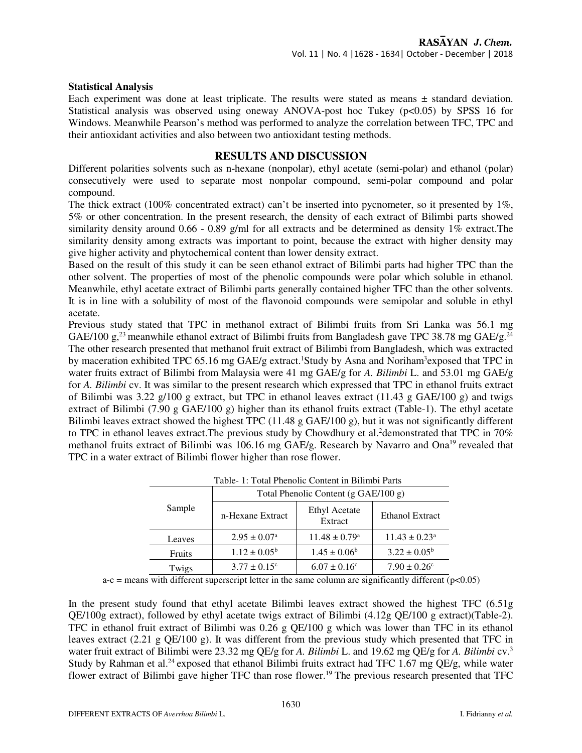**Statistical Analysis**

Each experiment was done at least triplicate. The results were stated as means ± standard deviation. Statistical analysis was observed using oneway ANOVA-post hoc Tukey ($p<0.05$) by SPSS 16 for Windows. Meanwhile Pearson's method was performed to analyze the correlation between TFC, TPC and their antioxidant activities and also between two antioxidant testing methods.

## RESULTS AND DISCUSSION

Different polarities solvents such as n-hexane (nonpolar), ethyl acetate (semi-polar) and ethanol (polar) consecutively were used to separate most nonpolar compound, semi-polar compound and polar compound.

The thick extract (100% concentrated extract) can't be inserted into pycnometer, so it presented by 1%, 5% or other concentration. In the present research, the density of each extract of Bilimbi parts showed similarity density around 0.66 - 0.89 g/ml for all extracts and be determined as density 1% extract.The similarity density among extracts was important to point, because the extract with higher density may give higher activity and phytochemical content than lower density extract.

Based on the result of this study it can be seen ethanol extract of Bilimbi parts had higher TPC than the other solvent. The properties of most of the phenolic compounds were polar which soluble in ethanol. Meanwhile, ethyl acetate extract of Bilimbi parts generally contained higher TFC than the other solvents. It is in line with a solubility of most of the flavonoid compounds were semipolar and soluble in ethyl acetate.

Previous study stated that TPC in methanol extract of Bilimbi fruits from Sri Lanka was 56.1 mg GAE/100 g,[23] meanwhile ethanol extract of Bilimbi fruits from Bangladesh gave TPC 38.78 mg GAE/g.[24] The other research presented that methanol fruit extract of Bilimbi from Bangladesh, which was extracted by maceration exhibited TPC 65.16 mg GAE/g extract.[1]Study by Asna and Noriham[3]exposed that TPC in water fruits extract of Bilimbi from Malaysia were 41 mg GAE/g for *A. Bilimbi* L. and 53.01 mg GAE/g for *A. Bilimbi* cv. It was similar to the present research which expressed that TPC in ethanol fruits extract of Bilimbi was 3.22 g/100 g extract, but TPC in ethanol leaves extract (11.43 g GAE/100 g) and twigs extract of Bilimbi (7.90 g GAE/100 g) higher than its ethanol fruits extract (Table-1). The ethyl acetate Bilimbi leaves extract showed the highest TPC (11.48 g GAE/100 g), but it was not significantly different to TPC in ethanol leaves extract.The previous study by Chowdhury et al.[2]demonstrated that TPC in 70% methanol fruits extract of Bilimbi was 106.16 mg GAE/g. Research by Navarro and Ona[19] revealed that TPC in a water extract of Bilimbi flower higher than rose flower.

Table- 1: Total Phenolic Content in Bilimbi Parts

| Sample | Total Phenolic Content (g GAE/100 g) | | |
|---|---|---|---|
| | n-Hexane Extract | Ethyl Acetate Extract | Ethanol Extract |
| Leaves | $2.95 \pm 0.07^{a}$ | $11.48 \pm 0.79^{a}$ | $11.43 \pm 0.23^{a}$ |
| Fruits | $1.12 \pm 0.05^{b}$ | $1.45 \pm 0.06^{b}$ | $3.22 \pm 0.05^{b}$ |
| Twigs | $3.77 \pm 0.15^{c}$ | $6.07 \pm 0.16^{c}$ | $7.90 \pm 0.26^{c}$ |

a-c = means with different superscript letter in the same column are significantly different ($p<0.05$)

In the present study found that ethyl acetate Bilimbi leaves extract showed the highest TFC (6.51g QE/100g extract), followed by ethyl acetate twigs extract of Bilimbi (4.12g QE/100 g extract)(Table-2). TFC in ethanol fruit extract of Bilimbi was 0.26 g QE/100 g which was lower than TFC in its ethanol leaves extract (2.21 g QE/100 g). It was different from the previous study which presented that TFC in water fruit extract of Bilimbi were 23.32 mg QE/g for *A. Bilimbi* L. and 19.62 mg QE/g for *A. Bilimbi* cv.[3] Study by Rahman et al.[24] exposed that ethanol Bilimbi fruits extract had TFC 1.67 mg QE/g, while water flower extract of Bilimbi gave higher TFC than rose flower.[19] The previous research presented that TFC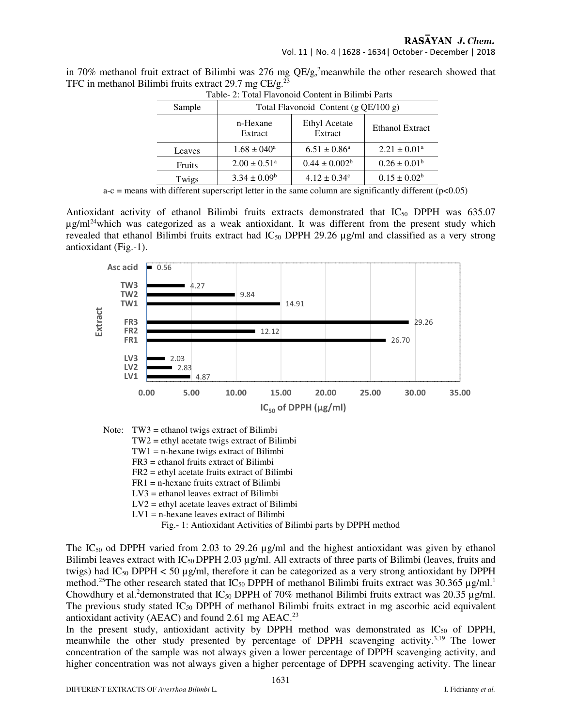in 70% methanol fruit extract of Bilimbi was 276 mg QE/g,[2]meanwhile the other research showed that TFC in methanol Bilimbi fruits extract 29.7 mg CE/g.[23]

Table- 2: Total Flavonoid Content in Bilimbi Parts

| Sample | Total Flavonoid Content (g QE/100 g) | | |
|---|---|---|---|
| | n-Hexane Extract | Ethyl Acetate Extract | Ethanol Extract |
| Leaves | $1.68 \pm 040^{a}$ | $6.51 \pm 0.86^{a}$ | $2.21 \pm 0.01^{a}$ |
| Fruits | $2.00 \pm 0.51^{a}$ | $0.44 \pm 0.002^{b}$ | $0.26 \pm 0.01^{b}$ |
| Twigs | $3.34 \pm 0.09^{b}$ | $4.12 \pm 0.34^{c}$ | $0.15 \pm 0.02^{b}$ |

a-c = means with different superscript letter in the same column are significantly different ($p<0.05$)

Antioxidant activity of ethanol Bilimbi fruits extracts demonstrated that $IC_{50}$ DPPH was 635.07 µg/ml[24]which was categorized as a weak antioxidant. It was different from the present study which revealed that ethanol Bilimbi fruits extract had $IC_{50}$ DPPH 29.26 µg/ml and classified as a very strong antioxidant (Fig.-1).

Note: TW3 = ethanol twigs extract of Bilimbi
TW2 = ethyl acetate twigs extract of Bilimbi
TW1 = n-hexane twigs extract of Bilimbi
FR3 = ethanol fruits extract of Bilimbi
FR2 = ethyl acetate fruits extract of Bilimbi
FR1 = n-hexane fruits extract of Bilimbi
LV3 = ethanol leaves extract of Bilimbi
LV2 = ethyl acetate leaves extract of Bilimbi
LV1 = n-hexane leaves extract of Bilimbi

Fig.- 1: Antioxidant Activities of Bilimbi parts by DPPH method

The $IC_{50}$ od DPPH varied from 2.03 to 29.26 µg/ml and the highest antioxidant was given by ethanol Bilimbi leaves extract with $IC_{50}$ DPPH 2.03 µg/ml. All extracts of three parts of Bilimbi (leaves, fruits and twigs) had $IC_{50}$ DPPH < 50 µg/ml, therefore it can be categorized as a very strong antioxidant by DPPH method.[25]The other research stated that $IC_{50}$ DPPH of methanol Bilimbi fruits extract was 30.365 µg/ml.[1] Chowdhury et al.[2]demonstrated that $IC_{50}$ DPPH of 70% methanol Bilimbi fruits extract was 20.35 µg/ml. The previous study stated $IC_{50}$ DPPH of methanol Bilimbi fruits extract in mg ascorbic acid equivalent antioxidant activity (AEAC) and found 2.61 mg AEAC.[23]

In the present study, antioxidant activity by DPPH method was demonstrated as $IC_{50}$ of DPPH, meanwhile the other study presented by percentage of DPPH scavenging activity.[3,19] The lower concentration of the sample was not always given a lower percentage of DPPH scavenging activity, and higher concentration was not always given a higher percentage of DPPH scavenging activity. The linear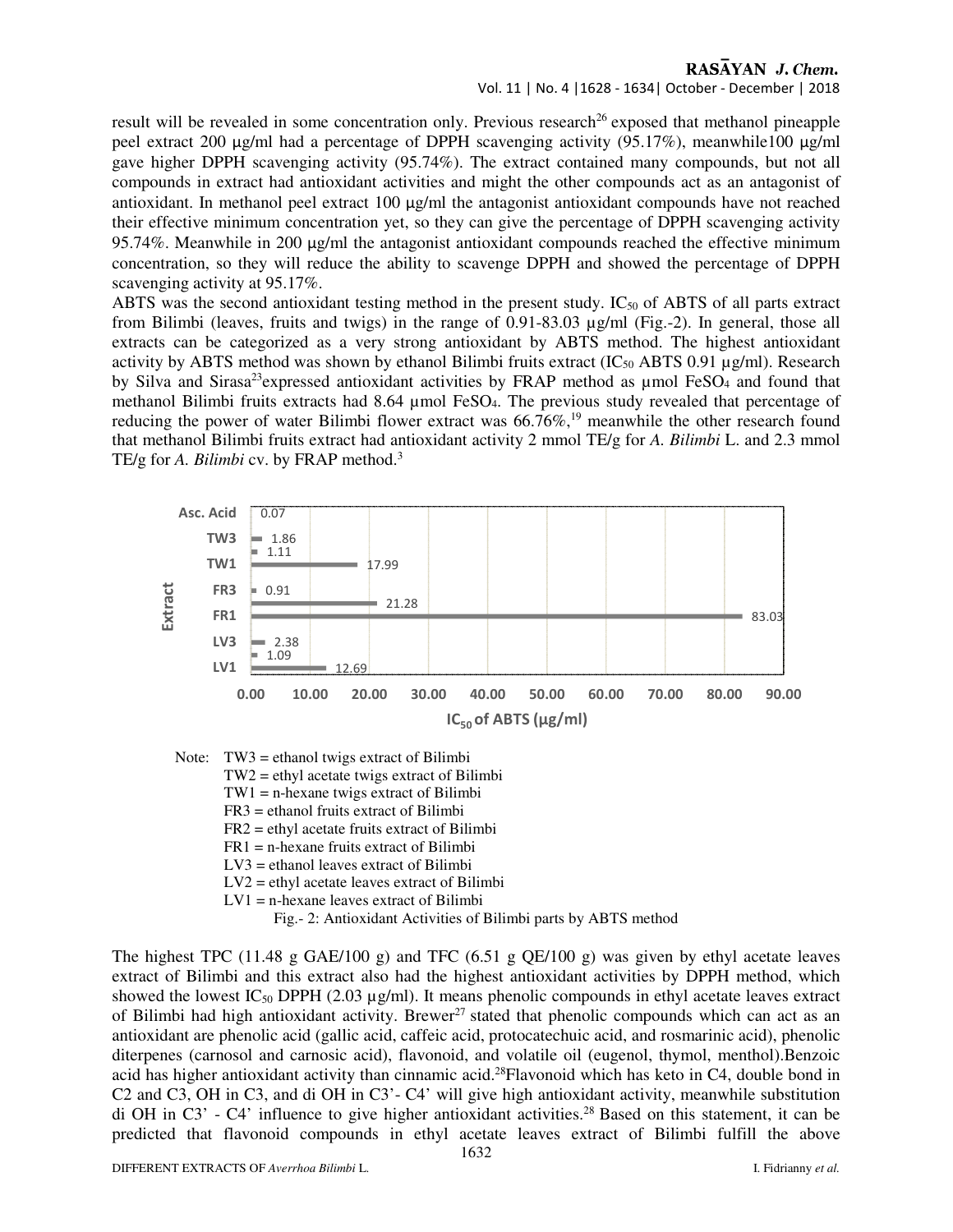result will be revealed in some concentration only. Previous research[26] exposed that methanol pineapple peel extract 200 µg/ml had a percentage of DPPH scavenging activity (95.17%), meanwhile100 µg/ml gave higher DPPH scavenging activity (95.74%). The extract contained many compounds, but not all compounds in extract had antioxidant activities and might the other compounds act as an antagonist of antioxidant. In methanol peel extract 100 µg/ml the antagonist antioxidant compounds have not reached their effective minimum concentration yet, so they can give the percentage of DPPH scavenging activity 95.74%. Meanwhile in 200 µg/ml the antagonist antioxidant compounds reached the effective minimum concentration, so they will reduce the ability to scavenge DPPH and showed the percentage of DPPH scavenging activity at 95.17%.

ABTS was the second antioxidant testing method in the present study. $IC_{50}$ of ABTS of all parts extract from Bilimbi (leaves, fruits and twigs) in the range of 0.91-83.03 µg/ml (Fig.-2). In general, those all extracts can be categorized as a very strong antioxidant by ABTS method. The highest antioxidant activity by ABTS method was shown by ethanol Bilimbi fruits extract ($IC_{50}$ ABTS 0.91 µg/ml). Research by Silva and Sirasa[23] expressed antioxidant activities by FRAP method as µmol $FeSO_4$ and found that methanol Bilimbi fruits extracts had 8.64 µmol $FeSO_4$. The previous study revealed that percentage of reducing the power of water Bilimbi flower extract was 66.76%,[19] meanwhile the other research found that methanol Bilimbi fruits extract had antioxidant activity 2 mmol TE/g for *A. Bilimbi* L. and 2.3 mmol TE/g for *A. Bilimbi* cv. by FRAP method.[3]

| Extract | $IC_{50}$ of ABTS (µg/ml) |
|---|---|
| Asc. Acid | 0.07 |
| TW3 | 1.86 |
| TW2 | 1.11 |
| TW1 | 17.99 |
| FR3 | 0.91 |
| FR2 | 21.28 |
| FR1 | 83.03 |
| LV3 | 2.38 |
| LV2 | 1.09 |
| LV1 | 12.69 |

Note: TW3 = ethanol twigs extract of Bilimbi
TW2 = ethyl acetate twigs extract of Bilimbi
TW1 = n-hexane twigs extract of Bilimbi
FR3 = ethanol fruits extract of Bilimbi
FR2 = ethyl acetate fruits extract of Bilimbi
FR1 = n-hexane fruits extract of Bilimbi
LV3 = ethanol leaves extract of Bilimbi
LV2 = ethyl acetate leaves extract of Bilimbi
LV1 = n-hexane leaves extract of Bilimbi

Fig.- 2: Antioxidant Activities of Bilimbi parts by ABTS method

The highest TPC (11.48 g GAE/100 g) and TFC (6.51 g QE/100 g) was given by ethyl acetate leaves extract of Bilimbi and this extract also had the highest antioxidant activities by DPPH method, which showed the lowest $IC_{50}$ DPPH (2.03 µg/ml). It means phenolic compounds in ethyl acetate leaves extract of Bilimbi had high antioxidant activity. Brewer[27] stated that phenolic compounds which can act as an antioxidant are phenolic acid (gallic acid, caffeic acid, protocatechuic acid, and rosmarinic acid), phenolic diterpenes (carnosol and carnosic acid), flavonoid, and volatile oil (eugenol, thymol, menthol).Benzoic acid has higher antioxidant activity than cinnamic acid.[28] Flavonoid which has keto in C4, double bond in C2 and C3, OH in C3, and di OH in C3'- C4' will give high antioxidant activity, meanwhile substitution di OH in C3' - C4' influence to give higher antioxidant activities.[28] Based on this statement, it can be predicted that flavonoid compounds in ethyl acetate leaves extract of Bilimbi fulfill the above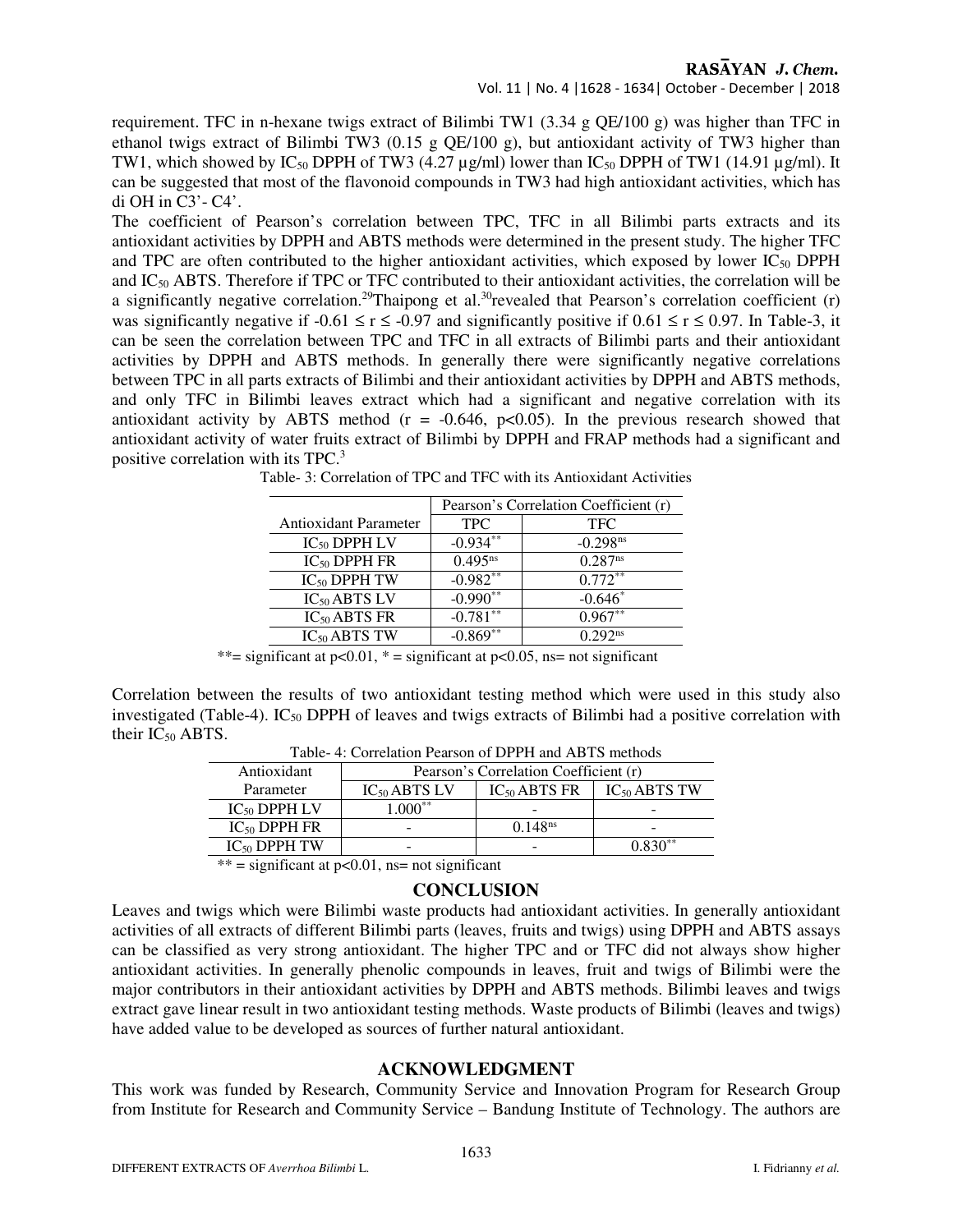requirement. TFC in n-hexane twigs extract of Bilimbi TW1 (3.34 g QE/100 g) was higher than TFC in ethanol twigs extract of Bilimbi TW3 (0.15 g QE/100 g), but antioxidant activity of TW3 higher than TW1, which showed by $IC_{50}$ DPPH of TW3 (4.27 µg/ml) lower than $IC_{50}$ DPPH of TW1 (14.91 µg/ml). It can be suggested that most of the flavonoid compounds in TW3 had high antioxidant activities, which has di OH in C3'- C4'.

The coefficient of Pearson's correlation between TPC, TFC in all Bilimbi parts extracts and its antioxidant activities by DPPH and ABTS methods were determined in the present study. The higher TFC and TPC are often contributed to the higher antioxidant activities, which exposed by lower $IC_{50}$ DPPH and $IC_{50}$ ABTS. Therefore if TPC or TFC contributed to their antioxidant activities, the correlation will be a significantly negative correlation.[29] Thaipong et al.[30] revealed that Pearson's correlation coefficient (r) was significantly negative if $-0.61 \leq r \leq -0.97$ and significantly positive if $0.61 \leq r \leq 0.97$. In Table-3, it can be seen the correlation between TPC and TFC in all extracts of Bilimbi parts and their antioxidant activities by DPPH and ABTS methods. In generally there were significantly negative correlations between TPC in all parts extracts of Bilimbi and their antioxidant activities by DPPH and ABTS methods, and only TFC in Bilimbi leaves extract which had a significant and negative correlation with its antioxidant activity by ABTS method ($r = -0.646$, $p<0.05$). In the previous research showed that antioxidant activity of water fruits extract of Bilimbi by DPPH and FRAP methods had a significant and positive correlation with its TPC.[3]

Table- 3: Correlation of TPC and TFC with its Antioxidant Activities

| | Pearson's Correlation Coefficient (r) | |
|---|---|---|
| Antioxidant Parameter | TPC | TFC |
| $IC_{50}$ DPPH LV | $-0.934^{**}$ | $-0.298^{ns}$ |
| $IC_{50}$ DPPH FR | $0.495^{ns}$ | $0.287^{ns}$ |
| $IC_{50}$ DPPH TW | $-0.982^{**}$ | $0.772^{**}$ |
| $IC_{50}$ ABTS LV | $-0.990^{**}$ | $-0.646^{*}$ |
| $IC_{50}$ ABTS FR | $-0.781^{**}$ | $0.967^{**}$ |
| $IC_{50}$ ABTS TW | $-0.869^{**}$ | $0.292^{ns}$ |

**= significant at $p<0.01$, * = significant at $p<0.05$, ns= not significant

Correlation between the results of two antioxidant testing method which were used in this study also investigated (Table-4). $IC_{50}$ DPPH of leaves and twigs extracts of Bilimbi had a positive correlation with their $IC_{50}$ ABTS.

Table- 4: Correlation Pearson of DPPH and ABTS methods

| Antioxidant | Pearson's Correlation Coefficient (r) | | |
|---|---|---|---|
| Parameter | $IC_{50}$ ABTS LV | $IC_{50}$ ABTS FR | $IC_{50}$ ABTS TW |
| $IC_{50}$ DPPH LV | $1.000^{**}$ | - | - |
| $IC_{50}$ DPPH FR | - | $0.148^{ns}$ | - |
| $IC_{50}$ DPPH TW | - | - | $0.830^{**}$ |

** = significant at $p<0.01$, ns= not significant

## CONCLUSION

Leaves and twigs which were Bilimbi waste products had antioxidant activities. In generally antioxidant activities of all extracts of different Bilimbi parts (leaves, fruits and twigs) using DPPH and ABTS assays can be classified as very strong antioxidant. The higher TPC and or TFC did not always show higher antioxidant activities. In generally phenolic compounds in leaves, fruit and twigs of Bilimbi were the major contributors in their antioxidant activities by DPPH and ABTS methods. Bilimbi leaves and twigs extract gave linear result in two antioxidant testing methods. Waste products of Bilimbi (leaves and twigs) have added value to be developed as sources of further natural antioxidant.

## ACKNOWLEDGMENT

This work was funded by Research, Community Service and Innovation Program for Research Group from Institute for Research and Community Service – Bandung Institute of Technology. The authors are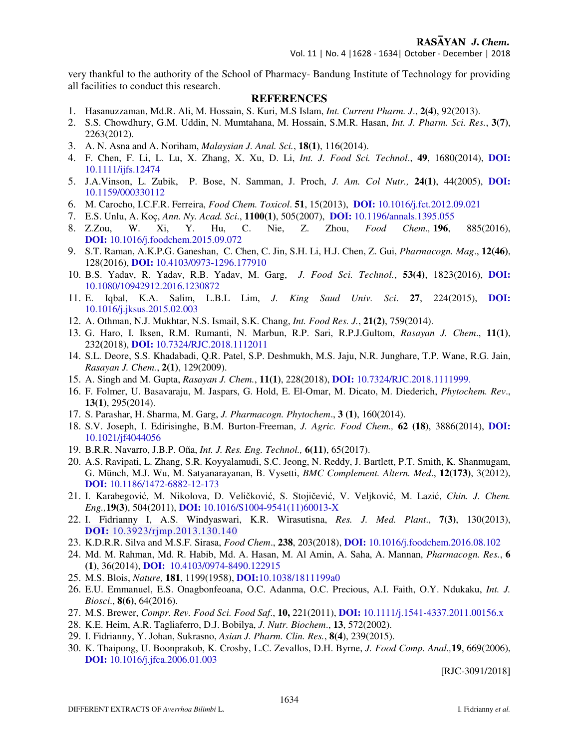very thankful to the authority of the School of Pharmacy- Bandung Institute of Technology for providing all facilities to conduct this research.

## REFERENCES

1. Hasanuzzaman, Md.R. Ali, M. Hossain, S. Kuri, M.S Islam, *Int. Current Pharm. J*., **2(4)**, 92(2013).
2. S.S. Chowdhury, G.M. Uddin, N. Mumtahana, M. Hossain, S.M.R. Hasan, *Int. J. Pharm. Sci. Res.*, **3(7)**, 2263(2012).
3. A. N. Asna and A. Noriham, *Malaysian J. Anal. Sci.*, **18(1)**, 116(2014).
4. F. Chen, F. Li, L. Lu, X. Zhang, X. Xu, D. Li, *Int. J. Food Sci. Technol*., **49**, 1680(2014), **DOI:** 10.1111/ijfs.12474
5. J.A.Vinson, L. Zubik, P. Bose, N. Samman, J. Proch, *J. Am. Col Nutr.,* **24(1)**, 44(2005), **DOI:** 10.1159/000330112
6. M. Carocho, I.C.F.R. Ferreira, *Food Chem. Toxicol*. **51**, 15(2013), **DOI:** 10.1016/j.fct.2012.09.021
7. E.S. Unlu, A. Koç, *Ann. Ny. Acad. Sci*., **1100(1)**, 505(2007), **DOI:** 10.1196/annals.1395.055
8. Z.Zou, W. Xi, Y. Hu, C. Nie, Z. Zhou, *Food Chem.,* **196**, 885(2016), **DOI:** 10.1016/j.foodchem.2015.09.072
9. S.T. Raman, A.K.P.G. Ganeshan, C. Chen, C. Jin, S.H. Li, H.J. Chen, Z. Gui, *Pharmacogn. Mag*., **12(46)**, 128(2016), **DOI:** 10.4103/0973-1296.177910
10. B.S. Yadav, R. Yadav, R.B. Yadav, M. Garg, *J. Food Sci. Technol.*, **53(4)**, 1823(2016), **DOI:** 10.1080/10942912.2016.1230872
11. E. Iqbal, K.A. Salim, L.B.L Lim, *J. King Saud Univ. Sci*. **27**, 224(2015), **DOI:** 10.1016/j.jksus.2015.02.003
12. A. Othman, N.J. Mukhtar, N.S. Ismail, S.K. Chang, *Int. Food Res. J.*, **21(2)**, 759(2014).
13. G. Haro, I. Iksen, R.M. Rumanti, N. Marbun, R.P. Sari, R.P.J.Gultom, *Rasayan J. Chem*., **11(1)**, 232(2018), **DOI:** 10.7324/RJC.2018.1112011
14. S.L. Deore, S.S. Khadabadi, Q.R. Patel, S.P. Deshmukh, M.S. Jaju, N.R. Junghare, T.P. Wane, R.G. Jain, *Rasayan J. Chem.*, **2(1)**, 129(2009).
15. A. Singh and M. Gupta, *Rasayan J. Chem.*, **11(1)**, 228(2018), **DOI:** 10.7324/RJC.2018.1111999.
16. F. Folmer, U. Basavaraju, M. Jaspars, G. Hold, E. El-Omar, M. Dicato, M. Diederich, *Phytochem. Rev*., **13(1)**, 295(2014).
17. S. Parashar, H. Sharma, M. Garg, *J. Pharmacogn. Phytochem*., **3 (1)**, 160(2014).
18. S.V. Joseph, I. Edirisinghe, B.M. Burton-Freeman, *J. Agric. Food Chem.,* **62 (18)**, 3886(2014), **DOI:** 10.1021/jf4044056
19. B.R.R. Navarro, J.B.P. Oña, *Int. J. Res. Eng. Technol.,* **6(11)**, 65(2017).
20. A.S. Ravipati, L. Zhang, S.R. Koyyalamudi, S.C. Jeong, N. Reddy, J. Bartlett, P.T. Smith, K. Shanmugam, G. Münch, M.J. Wu, M. Satyanarayanan, B. Vysetti, *BMC Complement. Altern. Med*., **12(173)**, 3(2012), **DOI:** 10.1186/1472-6882-12-173
21. I. Karabegović, M. Nikolova, D. Veličković, S. Stojičević, V. Veljković, M. Lazić, *Chin. J. Chem. Eng.,***19(3)**, 504(2011), **DOI:** 10.1016/S1004-9541(11)60013-X
22. I. Fidrianny I, A.S. Windyaswari, K.R. Wirasutisna, *Res. J. Med. Plant*., **7(3)**, 130(2013), **DOI:** 10.3923/rjmp.2013.130.140
23. K.D.R.R. Silva and M.S.F. Sirasa, *Food Chem*., **238**, 203(2018), **DOI:** 10.1016/j.foodchem.2016.08.102
24. Md. M. Rahman, Md. R. Habib, Md. A. Hasan, M. Al Amin, A. Saha, A. Mannan, *Pharmacogn. Res.*, **6 (1)**, 36(2014), **DOI:** 10.4103/0974-8490.122915
25. M.S. Blois, *Nature,* **181**, 1199(1958), **DOI:**10.1038/1811199a0
26. E.U. Emmanuel, E.S. Onagbonfeoana, O.C. Adanma, O.C. Precious, A.I. Faith, O.Y. Ndukaku, *Int. J. Biosci*., **8(6)**, 64(2016).
27. M.S. Brewer, *Compr. Rev. Food Sci. Food Saf*., **10,** 221(2011), **DOI:** 10.1111/j.1541-4337.2011.00156.x
28. K.E. Heim, A.R. Tagliaferro, D.J. Bobilya, *J. Nutr. Biochem*., **13**, 572(2002).
29. I. Fidrianny, Y. Johan, Sukrasno, *Asian J. Pharm. Clin. Res.*, **8(4)**, 239(2015).
30. K. Thaipong, U. Boonprakob, K. Crosby, L.C. Zevallos, D.H. Byrne, *J. Food Comp. Anal.,***19**, 669(2006), **DOI:** 10.1016/j.jfca.2006.01.003

[RJC-3091/2018]